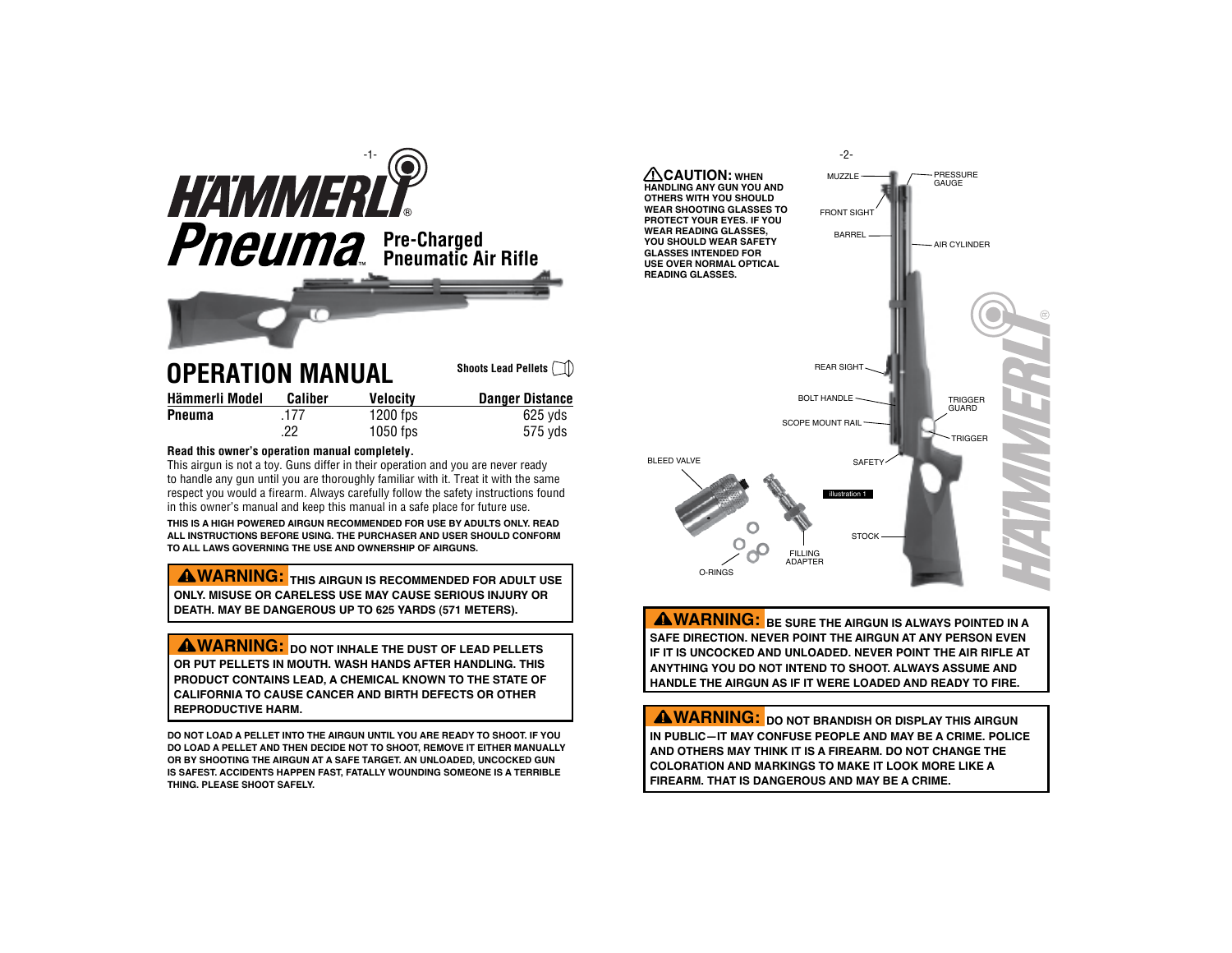# HÄMMERLI®

# Pneuma™ Pre-Charged Pneumatic Air Rifle

## OPERATION MANUAL

Shoots Lead Pellets

| Hämmerli Model | Caliber | Velocity | Danger Distance |
| --- | --- | --- | --- |
| Pneuma | .177 | 1200 fps | 625 yds |
| | .22 | 1050 fps | 575 yds |

**Read this owner's operation manual completely.**

This airgun is not a toy. Guns differ in their operation and you are never ready to handle any gun until you are thoroughly familiar with it. Treat it with the same respect you would a firearm. Always carefully follow the safety instructions found in this owner's manual and keep this manual in a safe place for future use.

**THIS IS A HIGH POWERED AIRGUN RECOMMENDED FOR USE BY ADULTS ONLY. READ ALL INSTRUCTIONS BEFORE USING. THE PURCHASER AND USER SHOULD CONFORM TO ALL LAWS GOVERNING THE USE AND OWNERSHIP OF AIRGUNS.**

**⚠WARNING: THIS AIRGUN IS RECOMMENDED FOR ADULT USE ONLY. MISUSE OR CARELESS USE MAY CAUSE SERIOUS INJURY OR DEATH. MAY BE DANGEROUS UP TO 625 YARDS (571 METERS).**

**⚠WARNING: DO NOT INHALE THE DUST OF LEAD PELLETS OR PUT PELLETS IN MOUTH. WASH HANDS AFTER HANDLING. THIS PRODUCT CONTAINS LEAD, A CHEMICAL KNOWN TO THE STATE OF CALIFORNIA TO CAUSE CANCER AND BIRTH DEFECTS OR OTHER REPRODUCTIVE HARM.**

**DO NOT LOAD A PELLET INTO THE AIRGUN UNTIL YOU ARE READY TO SHOOT. IF YOU DO LOAD A PELLET AND THEN DECIDE NOT TO SHOOT, REMOVE IT EITHER MANUALLY OR BY SHOOTING THE AIRGUN AT A SAFE TARGET. AN UNLOADED, UNCOCKED GUN IS SAFEST. ACCIDENTS HAPPEN FAST, FATALLY WOUNDING SOMEONE IS A TERRIBLE THING. PLEASE SHOOT SAFELY.**

**⚠CAUTION: WHEN HANDLING ANY GUN YOU AND OTHERS WITH YOU SHOULD WEAR SHOOTING GLASSES TO PROTECT YOUR EYES. IF YOU WEAR READING GLASSES, YOU SHOULD WEAR SAFETY GLASSES INTENDED FOR USE OVER NORMAL OPTICAL READING GLASSES.**

MUZZLE, PRESSURE GAUGE, FRONT SIGHT, BARREL, AIR CYLINDER, REAR SIGHT, BOLT HANDLE, TRIGGER GUARD, SCOPE MOUNT RAIL, TRIGGER, SAFETY, STOCK, BLEED VALVE, FILLING ADAPTER, O-RINGS

illustration 1

**⚠WARNING: BE SURE THE AIRGUN IS ALWAYS POINTED IN A SAFE DIRECTION. NEVER POINT THE AIRGUN AT ANY PERSON EVEN IF IT IS UNCOCKED AND UNLOADED. NEVER POINT THE AIR RIFLE AT ANYTHING YOU DO NOT INTEND TO SHOOT. ALWAYS ASSUME AND HANDLE THE AIRGUN AS IF IT WERE LOADED AND READY TO FIRE.**

**⚠WARNING: DO NOT BRANDISH OR DISPLAY THIS AIRGUN IN PUBLIC—IT MAY CONFUSE PEOPLE AND MAY BE A CRIME. POLICE AND OTHERS MAY THINK IT IS A FIREARM. DO NOT CHANGE THE COLORATION AND MARKINGS TO MAKE IT LOOK MORE LIKE A FIREARM. THAT IS DANGEROUS AND MAY BE A CRIME.**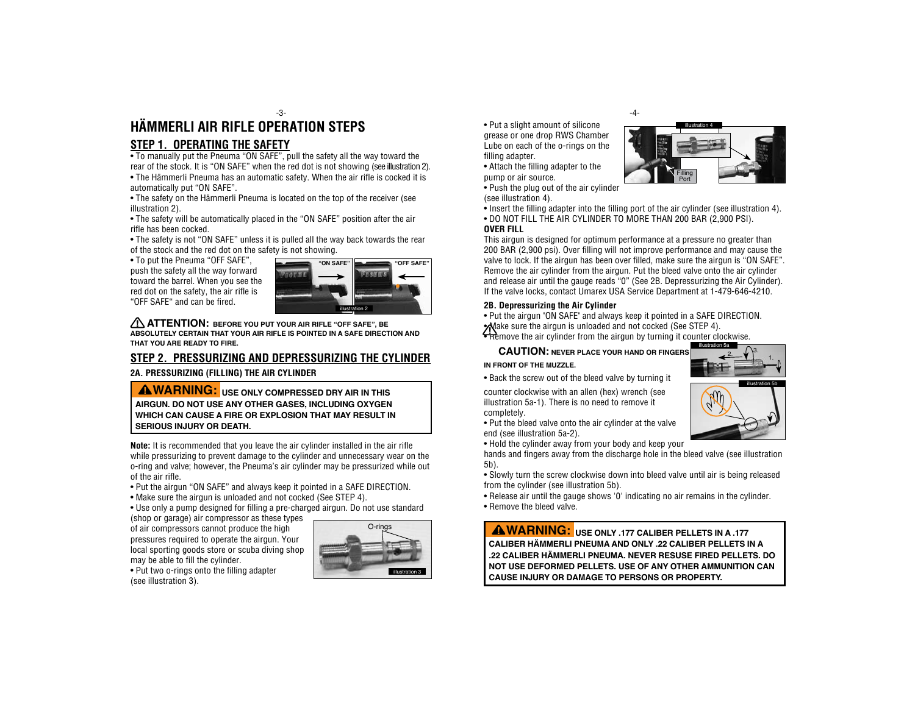# HÄMMERLI AIR RIFLE OPERATION STEPS

## STEP 1. OPERATING THE SAFETY

- To manually put the Pneuma "ON SAFE", pull the safety all the way toward the rear of the stock. It is "ON SAFE" when the red dot is not showing (see illustration 2).
- The Hämmerli Pneuma has an automatic safety. When the air rifle is cocked it is automatically put "ON SAFE".
- The safety on the Hämmerli Pneuma is located on the top of the receiver (see illustration 2).
- The safety will be automatically placed in the "ON SAFE" position after the air rifle has been cocked.
- The safety is not "ON SAFE" unless it is pulled all the way back towards the rear of the stock and the red dot on the safety is not showing.
- To put the Pneuma "OFF SAFE", push the safety all the way forward toward the barrel. When you see the red dot on the safety, the air rifle is "OFF SAFE" and can be fired.

"ON SAFE" "OFF SAFE"

illustration 2

**⚠ ATTENTION: BEFORE YOU PUT YOUR AIR RIFLE "OFF SAFE", BE ABSOLUTELY CERTAIN THAT YOUR AIR RIFLE IS POINTED IN A SAFE DIRECTION AND THAT YOU ARE READY TO FIRE.**

## STEP 2. PRESSURIZING AND DEPRESSURIZING THE CYLINDER

### 2A. PRESSURIZING (FILLING) THE AIR CYLINDER

**⚠WARNING: USE ONLY COMPRESSED DRY AIR IN THIS AIRGUN. DO NOT USE ANY OTHER GASES, INCLUDING OXYGEN WHICH CAN CAUSE A FIRE OR EXPLOSION THAT MAY RESULT IN SERIOUS INJURY OR DEATH.**

**Note:** It is recommended that you leave the air cylinder installed in the air rifle while pressurizing to prevent damage to the cylinder and unnecessary wear on the o-ring and valve; however, the Pneuma's air cylinder may be pressurized while out of the air rifle.

- Put the airgun "ON SAFE" and always keep it pointed in a SAFE DIRECTION.
- Make sure the airgun is unloaded and not cocked (See STEP 4).
- Use only a pump designed for filling a pre-charged airgun. Do not use standard (shop or garage) air compressor as these types of air compressors cannot produce the high pressures required to operate the airgun. Your local sporting goods store or scuba diving shop may be able to fill the cylinder.
- Put two o-rings onto the filling adapter (see illustration 3).

O-rings

illustration 3

- Put a slight amount of silicone grease or one drop RWS Chamber Lube on each of the o-rings on the filling adapter.
- Attach the filling adapter to the pump or air source.
- Push the plug out of the air cylinder (see illustration 4).
- Insert the filling adapter into the filling port of the air cylinder (see illustration 4).
- DO NOT FILL THE AIR CYLINDER TO MORE THAN 200 BAR (2,900 PSI).

illustration 4

Filling Port

**OVER FILL**

This airgun is designed for optimum performance at a pressure no greater than 200 BAR (2,900 psi). Over filling will not improve performance and may cause the valve to lock. If the airgun has been over filled, make sure the airgun is "ON SAFE". Remove the air cylinder from the airgun. Put the bleed valve onto the air cylinder and release air until the gauge reads "0" (See 2B. Depressurizing the Air Cylinder). If the valve locks, contact Umarex USA Service Department at 1-479-646-4210.

### 2B. Depressurizing the Air Cylinder

- Put the airgun "ON SAFE" and always keep it pointed in a SAFE DIRECTION.
- Make sure the airgun is unloaded and not cocked (See STEP 4).
- Remove the air cylinder from the airgun by turning it counter clockwise.

**⚠ CAUTION: NEVER PLACE YOUR HAND OR FINGERS IN FRONT OF THE MUZZLE.**

- Back the screw out of the bleed valve by turning it counter clockwise with an allen (hex) wrench (see illustration 5a-1). There is no need to remove it completely.
- Put the bleed valve onto the air cylinder at the valve end (see illustration 5a-2).
- Hold the cylinder away from your body and keep your hands and fingers away from the discharge hole in the bleed valve (see illustration 5b).
- Slowly turn the screw clockwise down into bleed valve until air is being released from the cylinder (see illustration 5b).
- Release air until the gauge shows '0' indicating no air remains in the cylinder.
- Remove the bleed valve.

illustration 5a

illustration 5b

**⚠WARNING: USE ONLY .177 CALIBER PELLETS IN A .177 CALIBER HÄMMERLI PNEUMA AND ONLY .22 CALIBER PELLETS IN A .22 CALIBER HÄMMERLI PNEUMA. NEVER RESUSE FIRED PELLETS. DO NOT USE DEFORMED PELLETS. USE OF ANY OTHER AMMUNITION CAN CAUSE INJURY OR DAMAGE TO PERSONS OR PROPERTY.**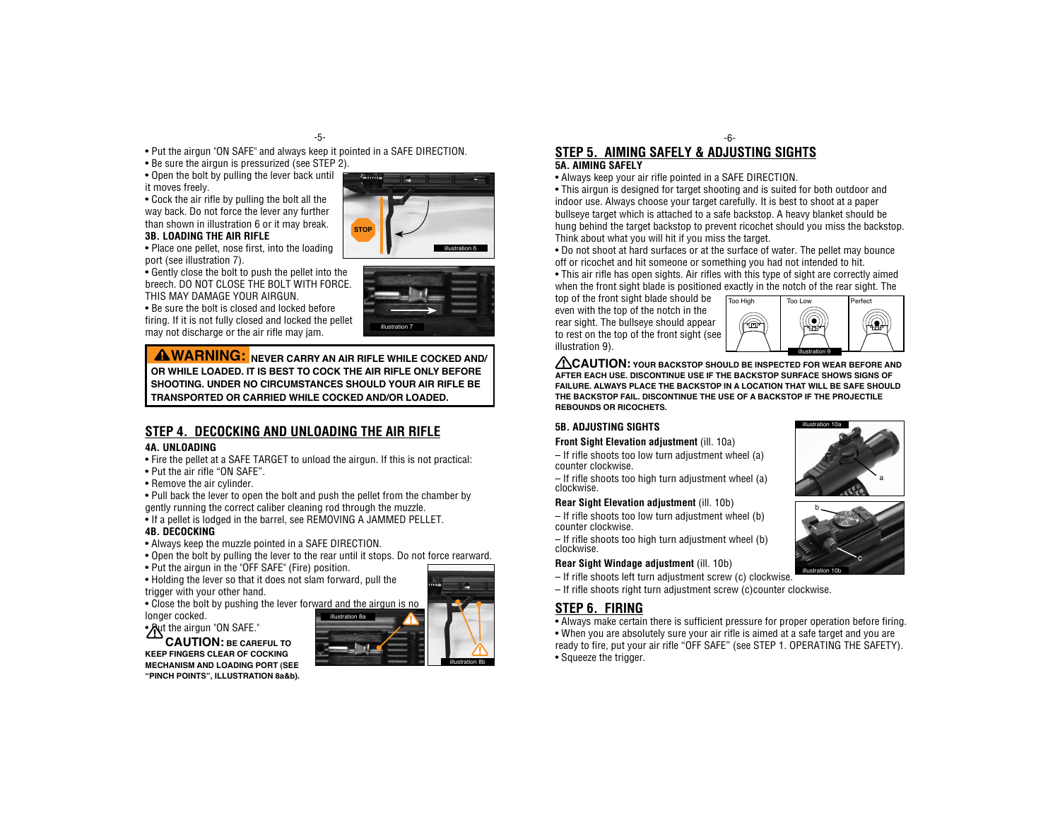- Put the airgun "ON SAFE" and always keep it pointed in a SAFE DIRECTION.
- Be sure the airgun is pressurized (see STEP 2).
- Open the bolt by pulling the lever back until it moves freely.
- Cock the air rifle by pulling the bolt all the way back. Do not force the lever any further than shown in illustration 6 or it may break.

illustration 6

### 3B. LOADING THE AIR RIFLE

- Place one pellet, nose first, into the loading port (see illustration 7).
- Gently close the bolt to push the pellet into the breech. DO NOT CLOSE THE BOLT WITH FORCE. THIS MAY DAMAGE YOUR AIRGUN.
- Be sure the bolt is closed and locked before firing. If it is not fully closed and locked the pellet may not discharge or the air rifle may jam.

illustration 7

**⚠WARNING: NEVER CARRY AN AIR RIFLE WHILE COCKED AND/ OR WHILE LOADED. IT IS BEST TO COCK THE AIR RIFLE ONLY BEFORE SHOOTING. UNDER NO CIRCUMSTANCES SHOULD YOUR AIR RIFLE BE TRANSPORTED OR CARRIED WHILE COCKED AND/OR LOADED.**

## STEP 4. DECOCKING AND UNLOADING THE AIR RIFLE

### 4A. UNLOADING

- Fire the pellet at a SAFE TARGET to unload the airgun. If this is not practical:
- Put the air rifle "ON SAFE".
- Remove the air cylinder.
- Pull back the lever to open the bolt and push the pellet from the chamber by gently running the correct caliber cleaning rod through the muzzle.
- If a pellet is lodged in the barrel, see REMOVING A JAMMED PELLET.

### 4B. DECOCKING

- Always keep the muzzle pointed in a SAFE DIRECTION.
- Open the bolt by pulling the lever to the rear until it stops. Do not force rearward.
- Put the airgun in the "OFF SAFE" (Fire) position.
- Holding the lever so that it does not slam forward, pull the trigger with your other hand.
- Close the bolt by pushing the lever forward and the airgun is no longer cocked.
- Put the airgun "ON SAFE."

**⚠CAUTION: BE CAREFUL TO KEEP FINGERS CLEAR OF COCKING MECHANISM AND LOADING PORT (SEE "PINCH POINTS", ILLUSTRATION 8a&b).**

illustration 8a

illustration 8b

## STEP 5. AIMING SAFELY & ADJUSTING SIGHTS

### 5A. AIMING SAFELY

- Always keep your air rifle pointed in a SAFE DIRECTION.
- This airgun is designed for target shooting and is suited for both outdoor and indoor use. Always choose your target carefully. It is best to shoot at a paper bullseye target which is attached to a safe backstop. A heavy blanket should be hung behind the target backstop to prevent ricochet should you miss the backstop. Think about what you will hit if you miss the target.
- Do not shoot at hard surfaces or at the surface of water. The pellet may bounce off or ricochet and hit someone or something you had not intended to hit.
- This air rifle has open sights. Air rifles with this type of sight are correctly aimed when the front sight blade is positioned exactly in the notch of the rear sight. The top of the front sight blade should be even with the top of the notch in the rear sight. The bullseye should appear to rest on the top of the front sight (see illustration 9).

Too High | Too Low | Perfect

illustration 9

**⚠CAUTION: YOUR BACKSTOP SHOULD BE INSPECTED FOR WEAR BEFORE AND AFTER EACH USE. DISCONTINUE USE IF THE BACKSTOP SURFACE SHOWS SIGNS OF FAILURE. ALWAYS PLACE THE BACKSTOP IN A LOCATION THAT WILL BE SAFE SHOULD THE BACKSTOP FAIL. DISCONTINUE THE USE OF A BACKSTOP IF THE PROJECTILE REBOUNDS OR RICOCHETS.**

### 5B. ADJUSTING SIGHTS

**Front Sight Elevation adjustment** (ill. 10a)

– If rifle shoots too low turn adjustment wheel (a) counter clockwise.

– If rifle shoots too high turn adjustment wheel (a) clockwise.

**Rear Sight Elevation adjustment** (ill. 10b)

– If rifle shoots too low turn adjustment wheel (b) counter clockwise.

– If rifle shoots too high turn adjustment wheel (b) clockwise.

**Rear Sight Windage adjustment** (ill. 10b)

– If rifle shoots left turn adjustment screw (c) clockwise.

– If rifle shoots right turn adjustment screw (c)counter clockwise.

illustration 10a

illustration 10b

## STEP 6. FIRING

- Always make certain there is sufficient pressure for proper operation before firing.
- When you are absolutely sure your air rifle is aimed at a safe target and you are ready to fire, put your air rifle "OFF SAFE" (see STEP 1. OPERATING THE SAFETY).
- Squeeze the trigger.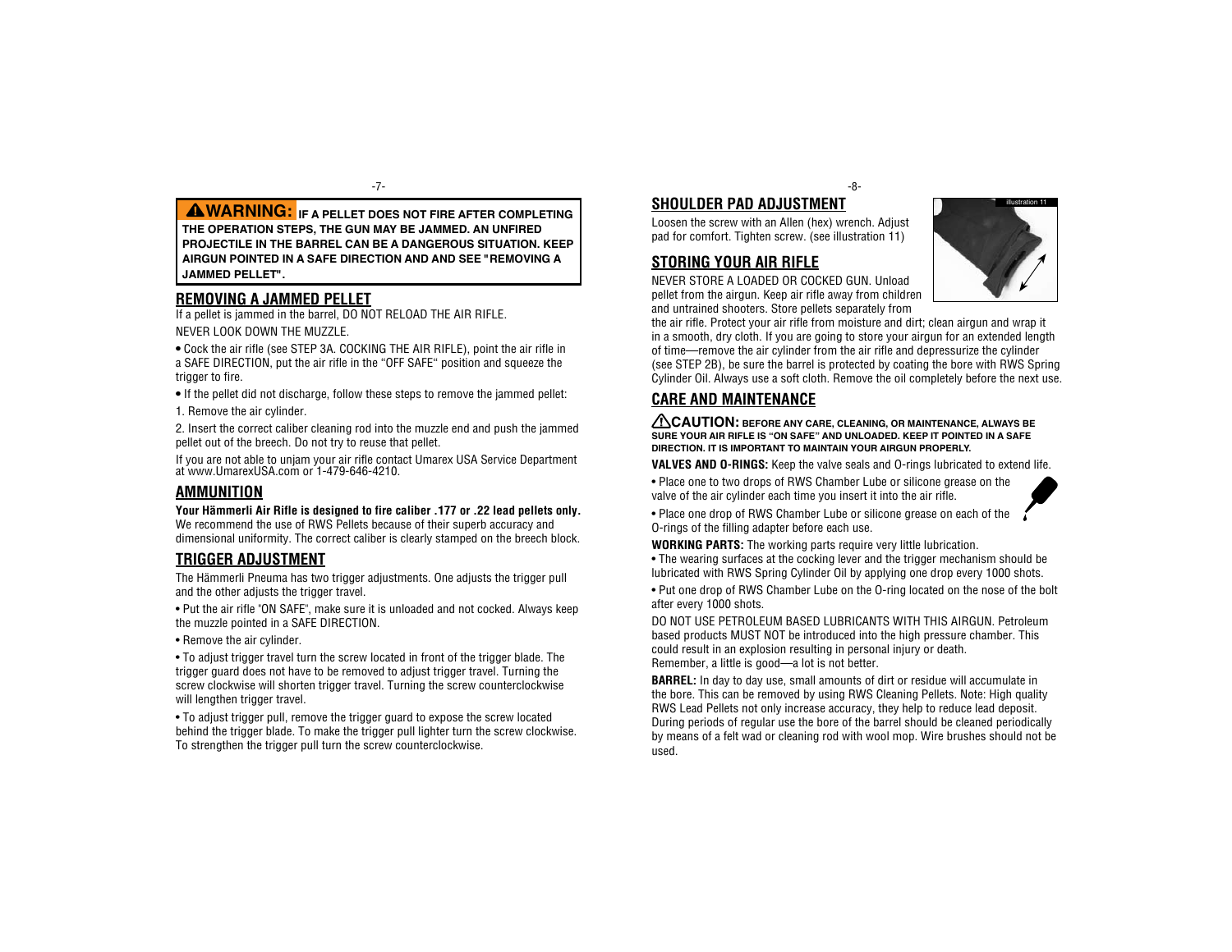**⚠WARNING: IF A PELLET DOES NOT FIRE AFTER COMPLETING THE OPERATION STEPS, THE GUN MAY BE JAMMED. AN UNFIRED PROJECTILE IN THE BARREL CAN BE A DANGEROUS SITUATION. KEEP AIRGUN POINTED IN A SAFE DIRECTION AND AND SEE "REMOVING A JAMMED PELLET".**

## REMOVING A JAMMED PELLET

If a pellet is jammed in the barrel, DO NOT RELOAD THE AIR RIFLE.

NEVER LOOK DOWN THE MUZZLE.

- Cock the air rifle (see STEP 3A. COCKING THE AIR RIFLE), point the air rifle in a SAFE DIRECTION, put the air rifle in the "OFF SAFE" position and squeeze the trigger to fire.
- If the pellet did not discharge, follow these steps to remove the jammed pellet:

1. Remove the air cylinder.
2. Insert the correct caliber cleaning rod into the muzzle end and push the jammed pellet out of the breech. Do not try to reuse that pellet.

If you are not able to unjam your air rifle contact Umarex USA Service Department at www.UmarexUSA.com or 1-479-646-4210.

## AMMUNITION

**Your Hämmerli Air Rifle is designed to fire caliber .177 or .22 lead pellets only.** We recommend the use of RWS Pellets because of their superb accuracy and dimensional uniformity. The correct caliber is clearly stamped on the breech block.

## TRIGGER ADJUSTMENT

The Hämmerli Pneuma has two trigger adjustments. One adjusts the trigger pull and the other adjusts the trigger travel.

- Put the air rifle "ON SAFE", make sure it is unloaded and not cocked. Always keep the muzzle pointed in a SAFE DIRECTION.
- Remove the air cylinder.
- To adjust trigger travel turn the screw located in front of the trigger blade. The trigger guard does not have to be removed to adjust trigger travel. Turning the screw clockwise will shorten trigger travel. Turning the screw counterclockwise will lengthen trigger travel.
- To adjust trigger pull, remove the trigger guard to expose the screw located behind the trigger blade. To make the trigger pull lighter turn the screw clockwise. To strengthen the trigger pull turn the screw counterclockwise.

## SHOULDER PAD ADJUSTMENT

Loosen the screw with an Allen (hex) wrench. Adjust pad for comfort. Tighten screw. (see illustration 11)

illustration 11

## STORING YOUR AIR RIFLE

NEVER STORE A LOADED OR COCKED GUN. Unload pellet from the airgun. Keep air rifle away from children and untrained shooters. Store pellets separately from the air rifle. Protect your air rifle from moisture and dirt; clean airgun and wrap it in a smooth, dry cloth. If you are going to store your airgun for an extended length of time—remove the air cylinder from the air rifle and depressurize the cylinder (see STEP 2B), be sure the barrel is protected by coating the bore with RWS Spring Cylinder Oil. Always use a soft cloth. Remove the oil completely before the next use.

## CARE AND MAINTENANCE

**⚠CAUTION: BEFORE ANY CARE, CLEANING, OR MAINTENANCE, ALWAYS BE SURE YOUR AIR RIFLE IS "ON SAFE" AND UNLOADED. KEEP IT POINTED IN A SAFE DIRECTION. IT IS IMPORTANT TO MAINTAIN YOUR AIRGUN PROPERLY.**

**VALVES AND O-RINGS:** Keep the valve seals and O-rings lubricated to extend life.

- Place one to two drops of RWS Chamber Lube or silicone grease on the valve of the air cylinder each time you insert it into the air rifle.
- Place one drop of RWS Chamber Lube or silicone grease on each of the O-rings of the filling adapter before each use.

**WORKING PARTS:** The working parts require very little lubrication.

- The wearing surfaces at the cocking lever and the trigger mechanism should be lubricated with RWS Spring Cylinder Oil by applying one drop every 1000 shots.
- Put one drop of RWS Chamber Lube on the O-ring located on the nose of the bolt after every 1000 shots.

DO NOT USE PETROLEUM BASED LUBRICANTS WITH THIS AIRGUN. Petroleum based products MUST NOT be introduced into the high pressure chamber. This could result in an explosion resulting in personal injury or death.
Remember, a little is good—a lot is not better.

**BARREL:** In day to day use, small amounts of dirt or residue will accumulate in the bore. This can be removed by using RWS Cleaning Pellets. Note: High quality RWS Lead Pellets not only increase accuracy, they help to reduce lead deposit. During periods of regular use the bore of the barrel should be cleaned periodically by means of a felt wad or cleaning rod with wool mop. Wire brushes should not be used.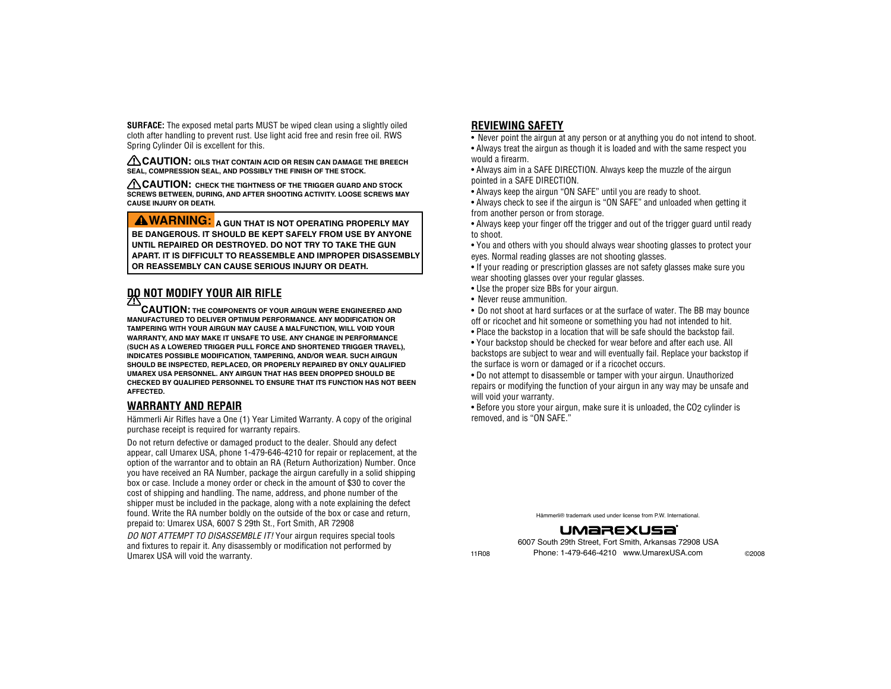**SURFACE:** The exposed metal parts MUST be wiped clean using a slightly oiled cloth after handling to prevent rust. Use light acid free and resin free oil. RWS Spring Cylinder Oil is excellent for this.

⚠**CAUTION:** **OILS THAT CONTAIN ACID OR RESIN CAN DAMAGE THE BREECH SEAL, COMPRESSION SEAL, AND POSSIBLY THE FINISH OF THE STOCK.**

⚠**CAUTION:** **CHECK THE TIGHTNESS OF THE TRIGGER GUARD AND STOCK SCREWS BETWEEN, DURING, AND AFTER SHOOTING ACTIVITY. LOOSE SCREWS MAY CAUSE INJURY OR DEATH.**

**⚠WARNING: A GUN THAT IS NOT OPERATING PROPERLY MAY BE DANGEROUS. IT SHOULD BE KEPT SAFELY FROM USE BY ANYONE UNTIL REPAIRED OR DESTROYED. DO NOT TRY TO TAKE THE GUN APART. IT IS DIFFICULT TO REASSEMBLE AND IMPROPER DISASSEMBLY OR REASSEMBLY CAN CAUSE SERIOUS INJURY OR DEATH.**

## DO NOT MODIFY YOUR AIR RIFLE

⚠**CAUTION:** **THE COMPONENTS OF YOUR AIRGUN WERE ENGINEERED AND MANUFACTURED TO DELIVER OPTIMUM PERFORMANCE. ANY MODIFICATION OR TAMPERING WITH YOUR AIRGUN MAY CAUSE A MALFUNCTION, WILL VOID YOUR WARRANTY, AND MAY MAKE IT UNSAFE TO USE. ANY CHANGE IN PERFORMANCE (SUCH AS A LOWERED TRIGGER PULL FORCE AND SHORTENED TRIGGER TRAVEL), INDICATES POSSIBLE MODIFICATION, TAMPERING, AND/OR WEAR. SUCH AIRGUN SHOULD BE INSPECTED, REPLACED, OR PROPERLY REPAIRED BY ONLY QUALIFIED UMAREX USA PERSONNEL. ANY AIRGUN THAT HAS BEEN DROPPED SHOULD BE CHECKED BY QUALIFIED PERSONNEL TO ENSURE THAT ITS FUNCTION HAS NOT BEEN AFFECTED.**

## WARRANTY AND REPAIR

Hämmerli Air Rifles have a One (1) Year Limited Warranty. A copy of the original purchase receipt is required for warranty repairs.

Do not return defective or damaged product to the dealer. Should any defect appear, call Umarex USA, phone 1-479-646-4210 for repair or replacement, at the option of the warrantor and to obtain an RA (Return Authorization) Number. Once you have received an RA Number, package the airgun carefully in a solid shipping box or case. Include a money order or check in the amount of $30 to cover the cost of shipping and handling. The name, address, and phone number of the shipper must be included in the package, along with a note explaining the defect found. Write the RA number boldly on the outside of the box or case and return, prepaid to: Umarex USA, 6007 S 29th St., Fort Smith, AR 72908

*DO NOT ATTEMPT TO DISASSEMBLE IT!* Your airgun requires special tools and fixtures to repair it. Any disassembly or modification not performed by Umarex USA will void the warranty.

## REVIEWING SAFETY

- Never point the airgun at any person or at anything you do not intend to shoot.
- Always treat the airgun as though it is loaded and with the same respect you would a firearm.
- Always aim in a SAFE DIRECTION. Always keep the muzzle of the airgun pointed in a SAFE DIRECTION.
- Always keep the airgun "ON SAFE" until you are ready to shoot.
- Always check to see if the airgun is "ON SAFE" and unloaded when getting it from another person or from storage.
- Always keep your finger off the trigger and out of the trigger guard until ready to shoot.
- You and others with you should always wear shooting glasses to protect your eyes. Normal reading glasses are not shooting glasses.
- If your reading or prescription glasses are not safety glasses make sure you wear shooting glasses over your regular glasses.
- Use the proper size BBs for your airgun.
- Never reuse ammunition.
- Do not shoot at hard surfaces or at the surface of water. The BB may bounce off or ricochet and hit someone or something you had not intended to hit.
- Place the backstop in a location that will be safe should the backstop fail.
- Your backstop should be checked for wear before and after each use. All backstops are subject to wear and will eventually fail. Replace your backstop if the surface is worn or damaged or if a ricochet occurs.
- Do not attempt to disassemble or tamper with your airgun. Unauthorized repairs or modifying the function of your airgun in any way may be unsafe and will void your warranty.
- Before you store your airgun, make sure it is unloaded, the $CO_2$ cylinder is removed, and is "ON SAFE."

Hämmerli® trademark used under license from P.W. International.

UMAREXUSA®

6007 South 29th Street, Fort Smith, Arkansas 72908 USA

Phone: 1-479-646-4210   www.UmarexUSA.com

11R08

©2008